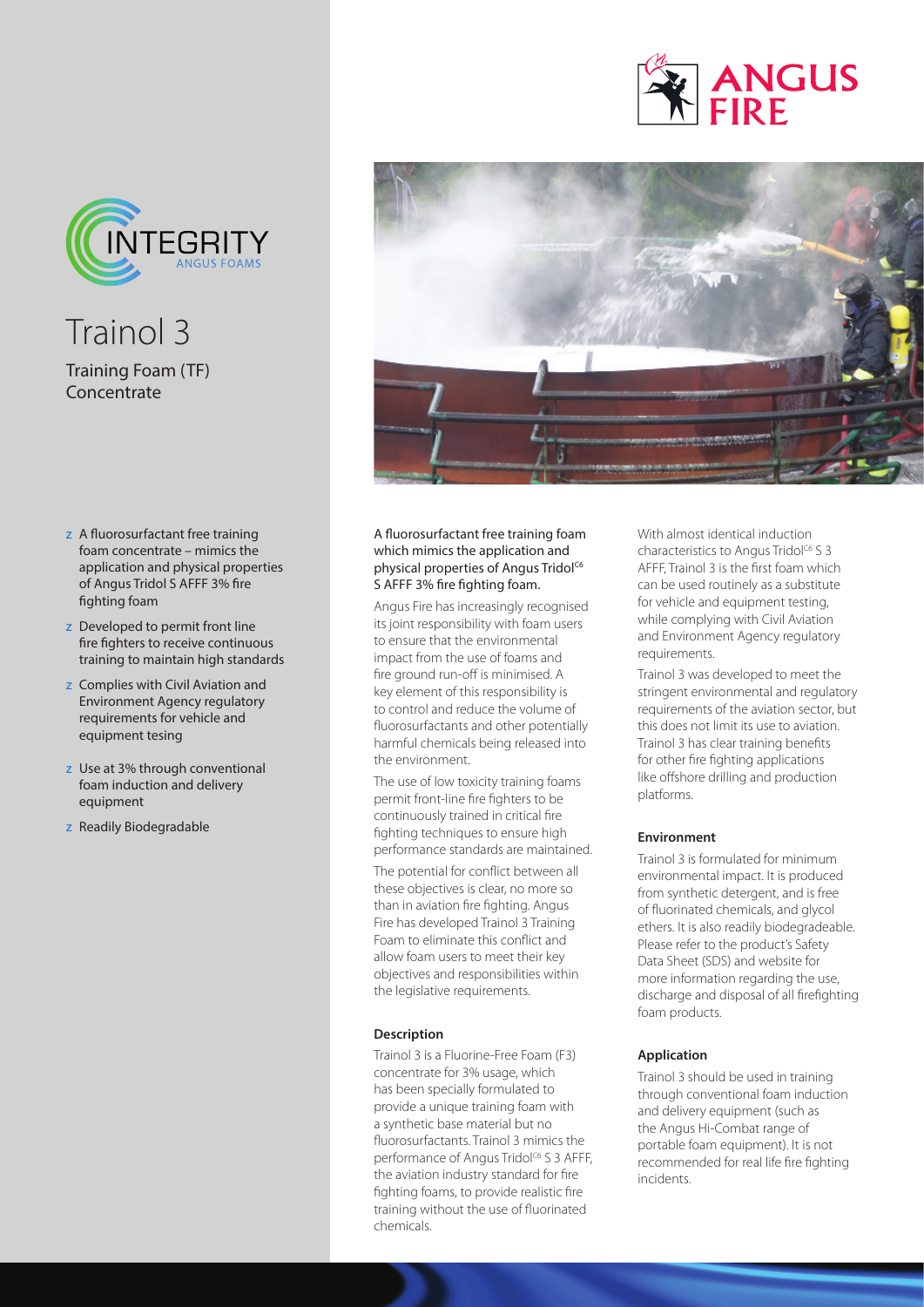# Trainol 3

## Training Foam (TF) Concentrate

- A fluorosurfactant free training foam concentrate – mimics the application and physical properties of Angus Tridol S AFFF 3% fire fighting foam
- Developed to permit front line fire fighters to receive continuous training to maintain high standards
- Complies with Civil Aviation and Environment Agency regulatory requirements for vehicle and equipment tesing
- Use at 3% through conventional foam induction and delivery equipment
- Readily Biodegradable

A fluorosurfactant free training foam which mimics the application and physical properties of Angus Tridol$^{C6}$ S AFFF 3% fire fighting foam.

Angus Fire has increasingly recognised its joint responsibility with foam users to ensure that the environmental impact from the use of foams and fire ground run-off is minimised. A key element of this responsibility is to control and reduce the volume of fluorosurfactants and other potentially harmful chemicals being released into the environment.

The use of low toxicity training foams permit front-line fire fighters to be continuously trained in critical fire fighting techniques to ensure high performance standards are maintained.

The potential for conflict between all these objectives is clear, no more so than in aviation fire fighting. Angus Fire has developed Trainol 3 Training Foam to eliminate this conflict and allow foam users to meet their key objectives and responsibilities within the legislative requirements.

### Description

Trainol 3 is a Fluorine-Free Foam (F3) concentrate for 3% usage, which has been specially formulated to provide a unique training foam with a synthetic base material but no fluorosurfactants. Trainol 3 mimics the performance of Angus Tridol$^{C6}$ S 3 AFFF, the aviation industry standard for fire fighting foams, to provide realistic fire training without the use of fluorinated chemicals.

With almost identical induction characteristics to Angus Tridol$^{C6}$ S 3 AFFF, Trainol 3 is the first foam which can be used routinely as a substitute for vehicle and equipment testing, while complying with Civil Aviation and Environment Agency regulatory requirements.

Trainol 3 was developed to meet the stringent environmental and regulatory requirements of the aviation sector, but this does not limit its use to aviation. Trainol 3 has clear training benefits for other fire fighting applications like offshore drilling and production platforms.

### Environment

Trainol 3 is formulated for minimum environmental impact. It is produced from synthetic detergent, and is free of fluorinated chemicals, and glycol ethers. It is also readily biodegradeable. Please refer to the product's Safety Data Sheet (SDS) and website for more information regarding the use, discharge and disposal of all firefighting foam products.

### Application

Trainol 3 should be used in training through conventional foam induction and delivery equipment (such as the Angus Hi-Combat range of portable foam equipment). It is not recommended for real life fire fighting incidents.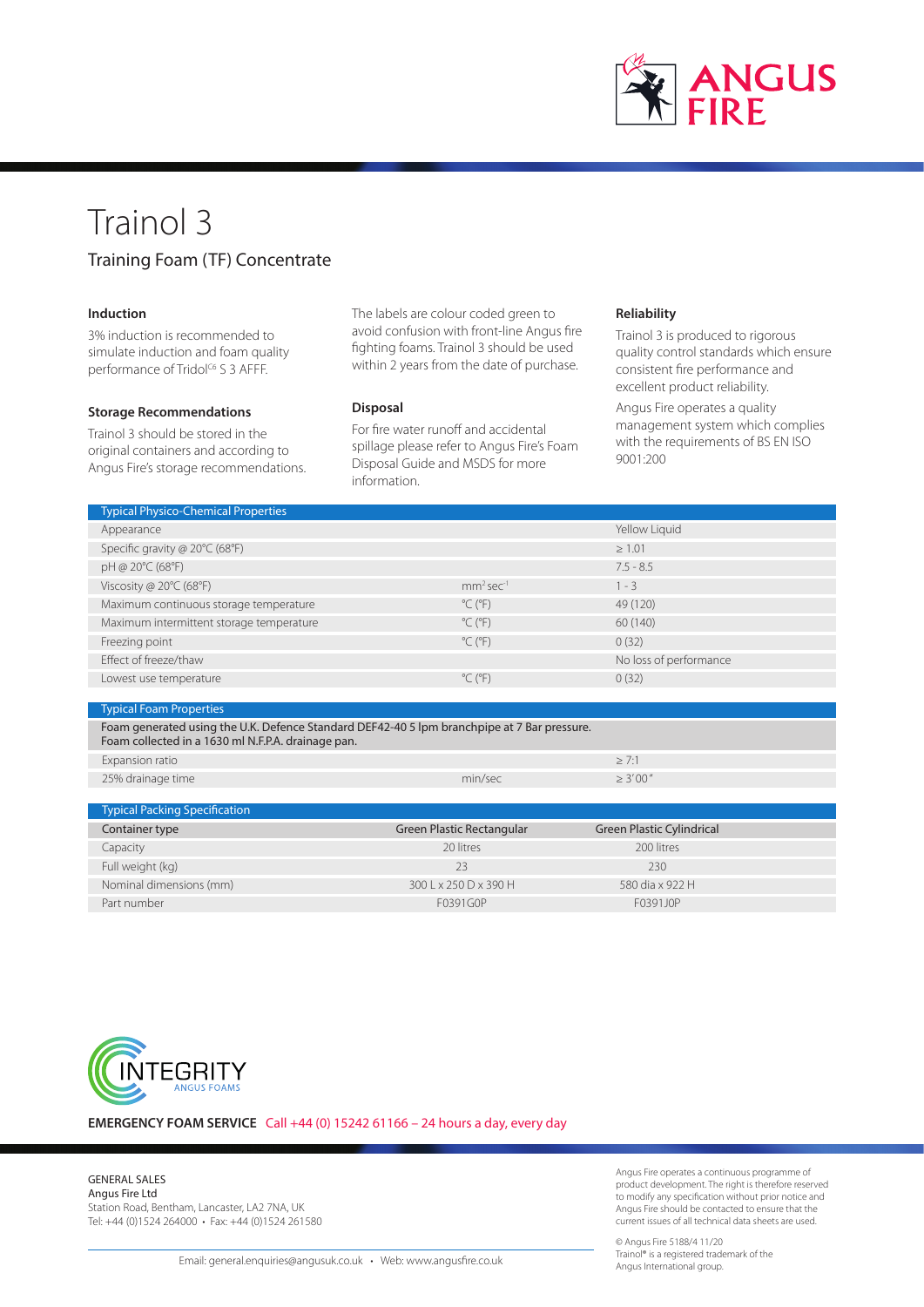# Trainol 3

## Training Foam (TF) Concentrate

### Induction

3% induction is recommended to simulate induction and foam quality performance of Tridol[C6] S 3 AFFF.

### Storage Recommendations

Trainol 3 should be stored in the original containers and according to Angus Fire's storage recommendations.

The labels are colour coded green to avoid confusion with front-line Angus fire fighting foams. Trainol 3 should be used within 2 years from the date of purchase.

### Disposal

For fire water runoff and accidental spillage please refer to Angus Fire's Foam Disposal Guide and MSDS for more information.

### Reliability

Trainol 3 is produced to rigorous quality control standards which ensure consistent fire performance and excellent product reliability.

Angus Fire operates a quality management system which complies with the requirements of BS EN ISO 9001:200

| Typical Physico-Chemical Properties | | |
|---|---|---|
| Appearance | | Yellow Liquid |
| Specific gravity @ 20°C (68°F) | | ≥ 1.01 |
| pH @ 20°C (68°F) | | 7.5 - 8.5 |
| Viscosity @ 20°C (68°F) | $mm^2 sec^{-1}$ | 1 - 3 |
| Maximum continuous storage temperature | °C (°F) | 49 (120) |
| Maximum intermittent storage temperature | °C (°F) | 60 (140) |
| Freezing point | °C (°F) | 0 (32) |
| Effect of freeze/thaw | | No loss of performance |
| Lowest use temperature | °C (°F) | 0 (32) |

| Typical Foam Properties | | |
|---|---|---|
| Foam generated using the U.K. Defence Standard DEF42-40 5 lpm branchpipe at 7 Bar pressure. Foam collected in a 1630 ml N.F.P.A. drainage pan. | | |
| Expansion ratio | | ≥ 7:1 |
| 25% drainage time | min/sec | ≥ 3'00" |

| Typical Packing Specification | | |
|---|---|---|
| Container type | Green Plastic Rectangular | Green Plastic Cylindrical |
| Capacity | 20 litres | 200 litres |
| Full weight (kg) | 23 | 230 |
| Nominal dimensions (mm) | 300 L x 250 D x 390 H | 580 dia x 922 H |
| Part number | F0391G0P | F0391J0P |

INTEGRITY ANGUS FOAMS

**EMERGENCY FOAM SERVICE** Call +44 (0) 15242 61166 – 24 hours a day, every day

GENERAL SALES
Angus Fire Ltd
Station Road, Bentham, Lancaster, LA2 7NA, UK
Tel: +44 (0)1524 264000 • Fax: +44 (0)1524 261580

Email: general.enquiries@angusuk.co.uk • Web: www.angusfire.co.uk

Angus Fire operates a continuous programme of product development. The right is therefore reserved to modify any specification without prior notice and Angus Fire should be contacted to ensure that the current issues of all technical data sheets are used.

© Angus Fire 5188/4 11/20
Trainol® is a registered trademark of the Angus International group.